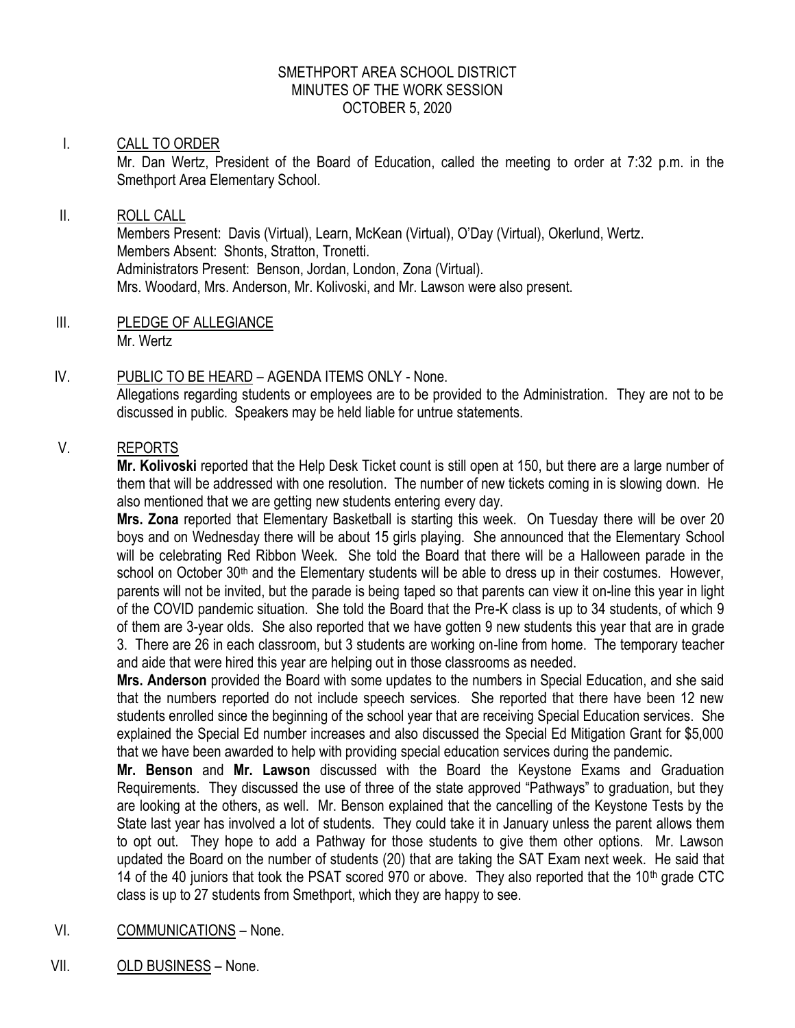SMETHPORT AREA SCHOOL DISTRICT
MINUTES OF THE WORK SESSION
OCTOBER 5, 2020

I. CALL TO ORDER

Mr. Dan Wertz, President of the Board of Education, called the meeting to order at 7:32 p.m. in the Smethport Area Elementary School.

II. ROLL CALL

Members Present: Davis (Virtual), Learn, McKean (Virtual), O'Day (Virtual), Okerlund, Wertz.
Members Absent: Shonts, Stratton, Tronetti.
Administrators Present: Benson, Jordan, London, Zona (Virtual).
Mrs. Woodard, Mrs. Anderson, Mr. Kolivoski, and Mr. Lawson were also present.

III. PLEDGE OF ALLEGIANCE

Mr. Wertz

IV. PUBLIC TO BE HEARD – AGENDA ITEMS ONLY - None.

Allegations regarding students or employees are to be provided to the Administration. They are not to be discussed in public. Speakers may be held liable for untrue statements.

V. REPORTS

**Mr. Kolivoski** reported that the Help Desk Ticket count is still open at 150, but there are a large number of them that will be addressed with one resolution. The number of new tickets coming in is slowing down. He also mentioned that we are getting new students entering every day.

**Mrs. Zona** reported that Elementary Basketball is starting this week. On Tuesday there will be over 20 boys and on Wednesday there will be about 15 girls playing. She announced that the Elementary School will be celebrating Red Ribbon Week. She told the Board that there will be a Halloween parade in the school on October 30th and the Elementary students will be able to dress up in their costumes. However, parents will not be invited, but the parade is being taped so that parents can view it on-line this year in light of the COVID pandemic situation. She told the Board that the Pre-K class is up to 34 students, of which 9 of them are 3-year olds. She also reported that we have gotten 9 new students this year that are in grade 3. There are 26 in each classroom, but 3 students are working on-line from home. The temporary teacher and aide that were hired this year are helping out in those classrooms as needed.

**Mrs. Anderson** provided the Board with some updates to the numbers in Special Education, and she said that the numbers reported do not include speech services. She reported that there have been 12 new students enrolled since the beginning of the school year that are receiving Special Education services. She explained the Special Ed number increases and also discussed the Special Ed Mitigation Grant for $5,000 that we have been awarded to help with providing special education services during the pandemic.

**Mr. Benson** and **Mr. Lawson** discussed with the Board the Keystone Exams and Graduation Requirements. They discussed the use of three of the state approved "Pathways" to graduation, but they are looking at the others, as well. Mr. Benson explained that the cancelling of the Keystone Tests by the State last year has involved a lot of students. They could take it in January unless the parent allows them to opt out. They hope to add a Pathway for those students to give them other options. Mr. Lawson updated the Board on the number of students (20) that are taking the SAT Exam next week. He said that 14 of the 40 juniors that took the PSAT scored 970 or above. They also reported that the 10th grade CTC class is up to 27 students from Smethport, which they are happy to see.

VI. COMMUNICATIONS – None.

VII. OLD BUSINESS – None.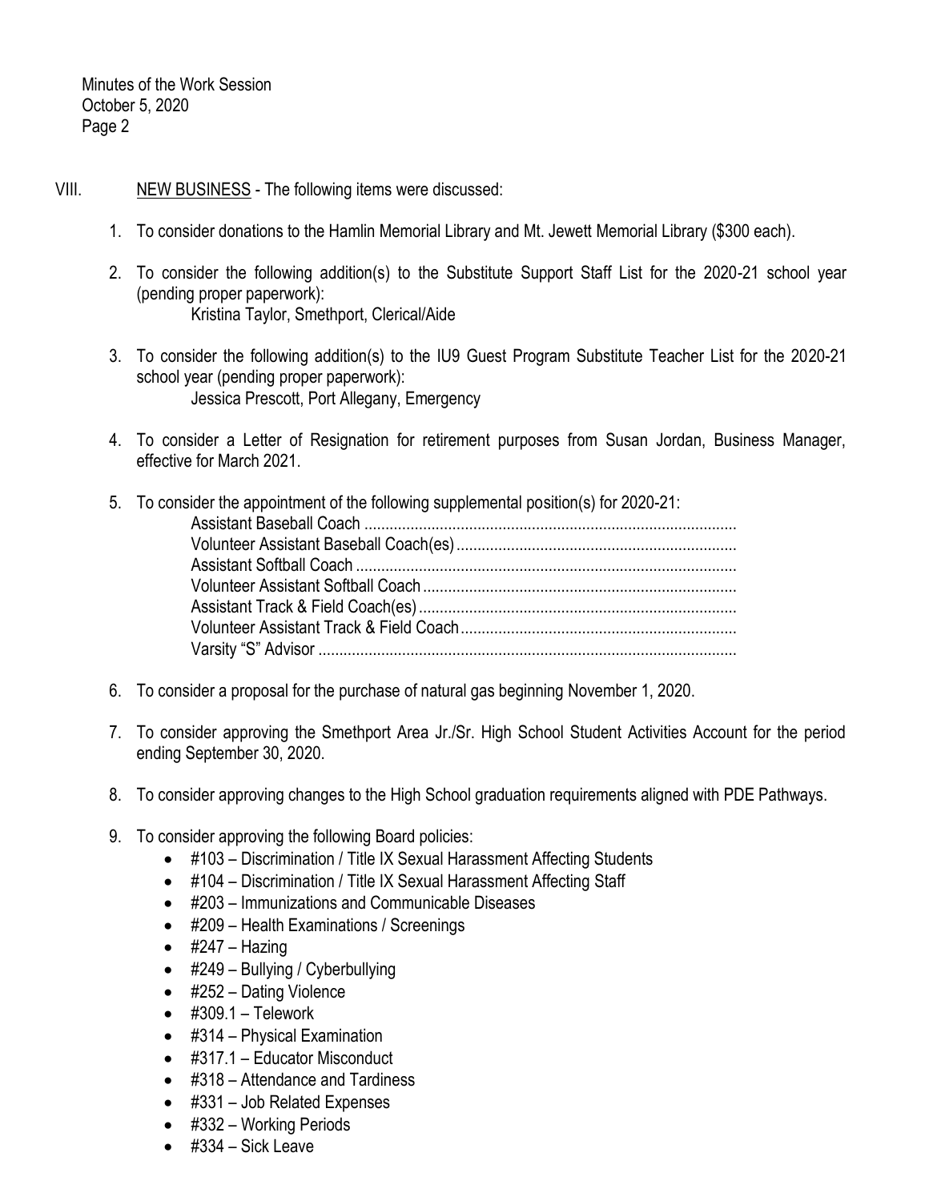Minutes of the Work Session
October 5, 2020

VIII. NEW BUSINESS - The following items were discussed:

1. To consider donations to the Hamlin Memorial Library and Mt. Jewett Memorial Library ($300 each).

2. To consider the following addition(s) to the Substitute Support Staff List for the 2020-21 school year (pending proper paperwork):
   Kristina Taylor, Smethport, Clerical/Aide

3. To consider the following addition(s) to the IU9 Guest Program Substitute Teacher List for the 2020-21 school year (pending proper paperwork):
   Jessica Prescott, Port Allegany, Emergency

4. To consider a Letter of Resignation for retirement purposes from Susan Jordan, Business Manager, effective for March 2021.

5. To consider the appointment of the following supplemental position(s) for 2020-21:
   Assistant Baseball Coach ........................................................................................
   Volunteer Assistant Baseball Coach(es) ..................................................................
   Assistant Softball Coach ..........................................................................................
   Volunteer Assistant Softball Coach ..........................................................................
   Assistant Track & Field Coach(es) ...........................................................................
   Volunteer Assistant Track & Field Coach .................................................................
   Varsity "S" Advisor ...................................................................................................

6. To consider a proposal for the purchase of natural gas beginning November 1, 2020.

7. To consider approving the Smethport Area Jr./Sr. High School Student Activities Account for the period ending September 30, 2020.

8. To consider approving changes to the High School graduation requirements aligned with PDE Pathways.

9. To consider approving the following Board policies:
   - #103 – Discrimination / Title IX Sexual Harassment Affecting Students
   - #104 – Discrimination / Title IX Sexual Harassment Affecting Staff
   - #203 – Immunizations and Communicable Diseases
   - #209 – Health Examinations / Screenings
   - #247 – Hazing
   - #249 – Bullying / Cyberbullying
   - #252 – Dating Violence
   - #309.1 – Telework
   - #314 – Physical Examination
   - #317.1 – Educator Misconduct
   - #318 – Attendance and Tardiness
   - #331 – Job Related Expenses
   - #332 – Working Periods
   - #334 – Sick Leave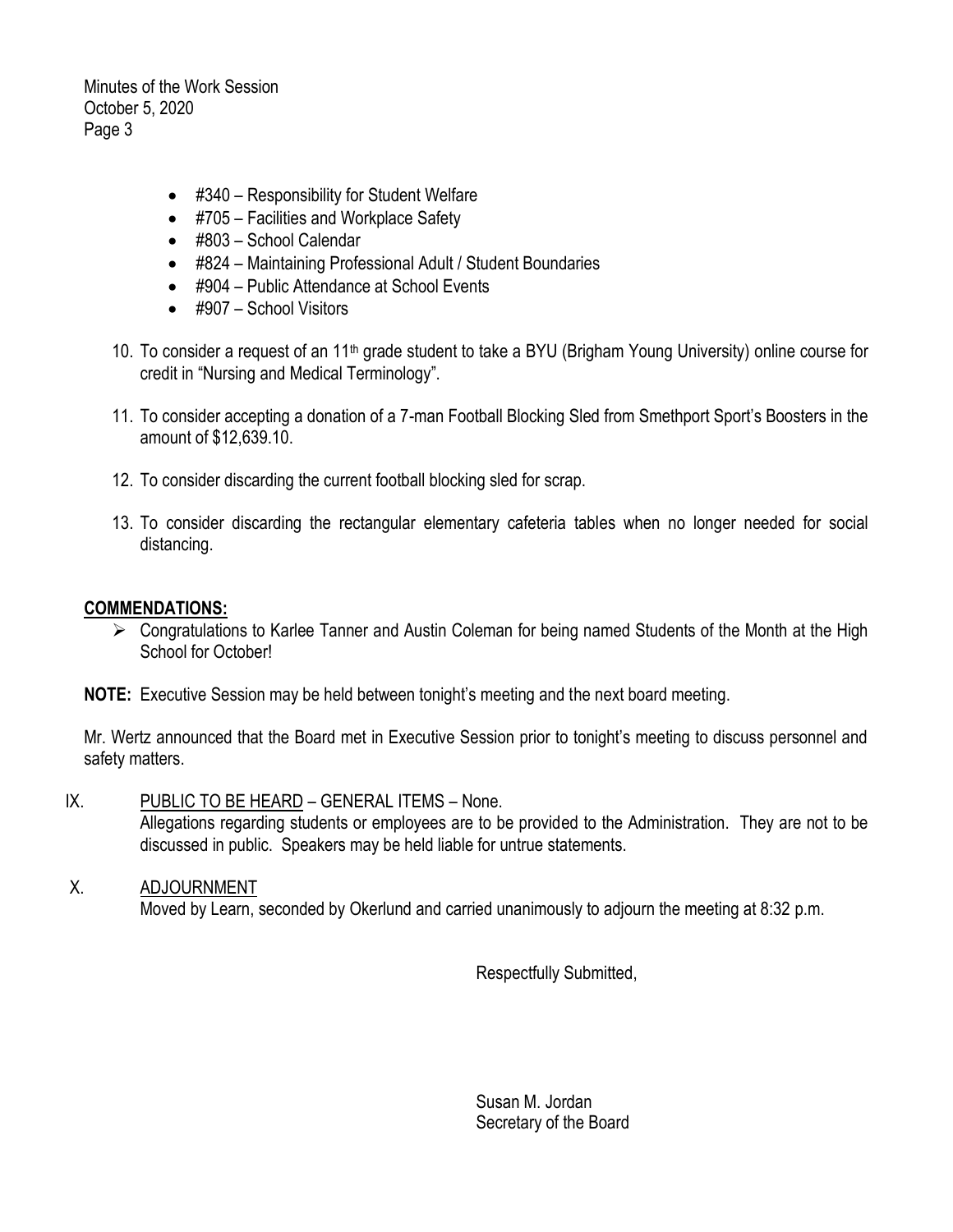- #340 – Responsibility for Student Welfare
- #705 – Facilities and Workplace Safety
- #803 – School Calendar
- #824 – Maintaining Professional Adult / Student Boundaries
- #904 – Public Attendance at School Events
- #907 – School Visitors

10. To consider a request of an 11th grade student to take a BYU (Brigham Young University) online course for credit in "Nursing and Medical Terminology".

11. To consider accepting a donation of a 7-man Football Blocking Sled from Smethport Sport's Boosters in the amount of $12,639.10.

12. To consider discarding the current football blocking sled for scrap.

13. To consider discarding the rectangular elementary cafeteria tables when no longer needed for social distancing.

**COMMENDATIONS:**

- Congratulations to Karlee Tanner and Austin Coleman for being named Students of the Month at the High School for October!

**NOTE:** Executive Session may be held between tonight's meeting and the next board meeting.

Mr. Wertz announced that the Board met in Executive Session prior to tonight's meeting to discuss personnel and safety matters.

IX. PUBLIC TO BE HEARD – GENERAL ITEMS – None.
Allegations regarding students or employees are to be provided to the Administration. They are not to be discussed in public. Speakers may be held liable for untrue statements.

X. ADJOURNMENT
Moved by Learn, seconded by Okerlund and carried unanimously to adjourn the meeting at 8:32 p.m.

Respectfully Submitted,

Susan M. Jordan
Secretary of the Board